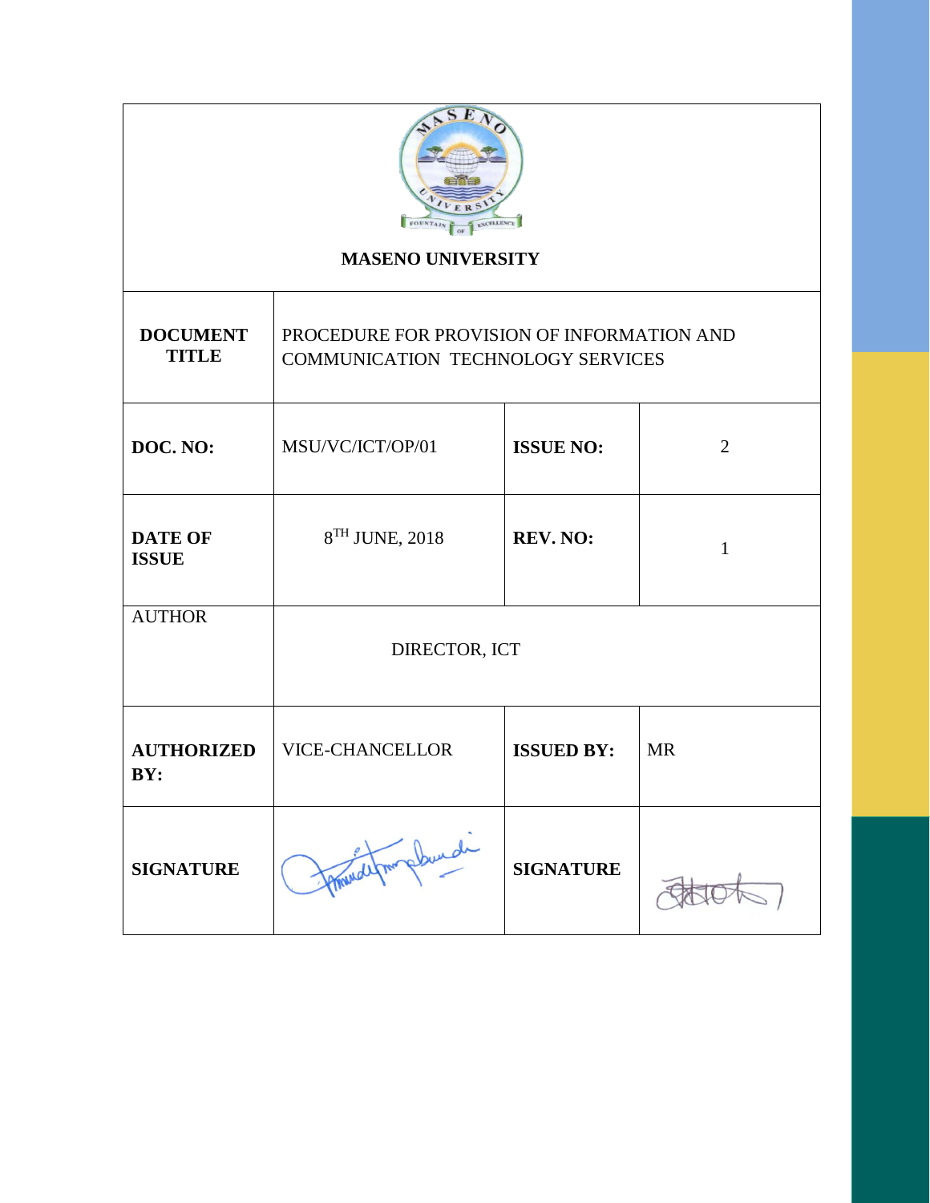**MASENO UNIVERSITY**

| | | | |
|---|---|---|---|
| **DOCUMENT TITLE** | PROCEDURE FOR PROVISION OF INFORMATION AND COMMUNICATION TECHNOLOGY SERVICES | | |
| **DOC. NO:** | MSU/VC/ICT/OP/01 | **ISSUE NO:** | 2 |
| **DATE OF ISSUE** | 8TH JUNE, 2018 | **REV. NO:** | 1 |
| AUTHOR | DIRECTOR, ICT | | |
| **AUTHORIZED BY:** | VICE-CHANCELLOR | **ISSUED BY:** | MR |
| **SIGNATURE** | | **SIGNATURE** | |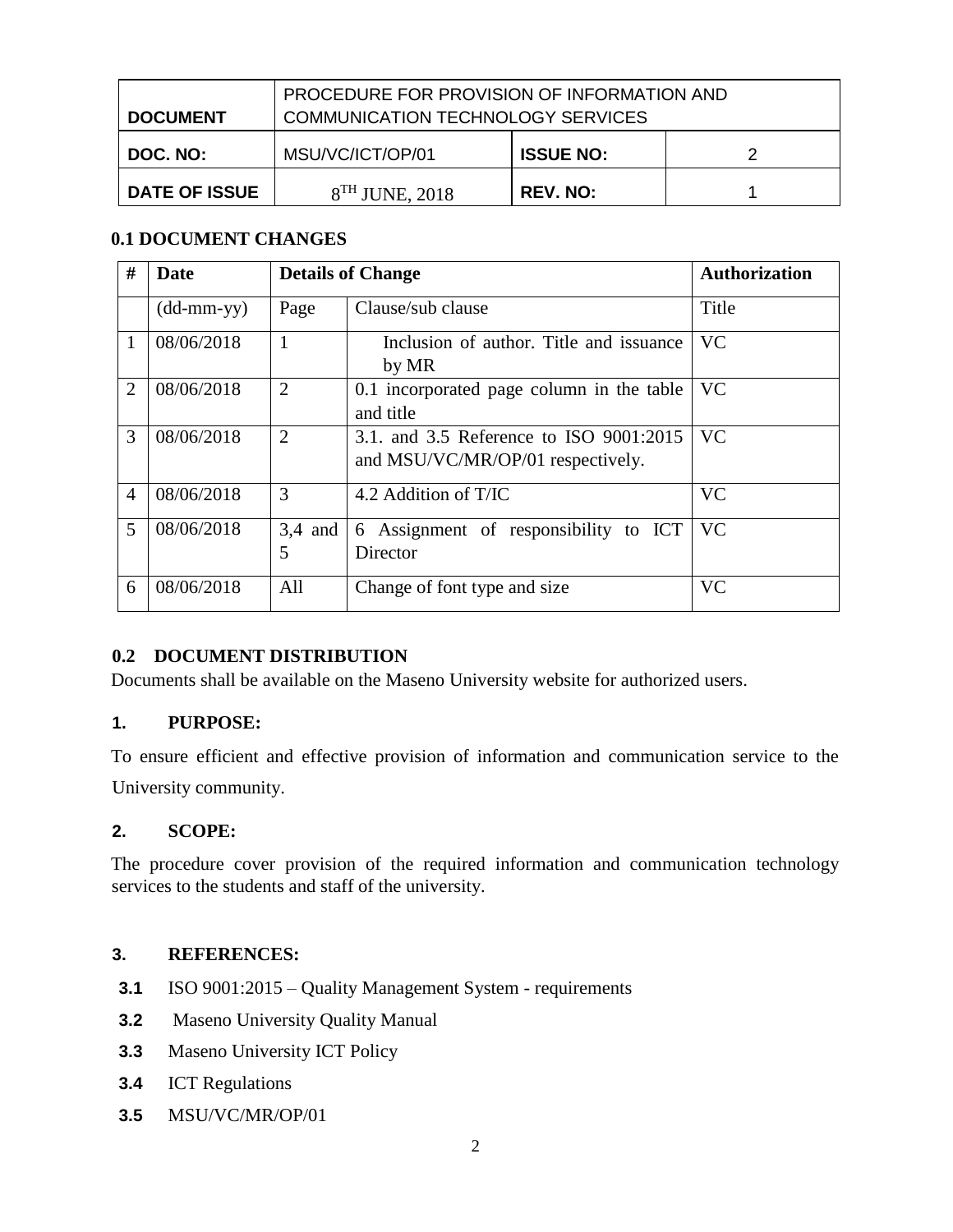| DOCUMENT | PROCEDURE FOR PROVISION OF INFORMATION AND COMMUNICATION TECHNOLOGY SERVICES | | |
|---|---|---|---|
| DOC. NO: | MSU/VC/ICT/OP/01 | ISSUE NO: | 2 |
| DATE OF ISSUE | 8TH JUNE, 2018 | REV. NO: | 1 |

## 0.1 DOCUMENT CHANGES

| # | Date | Details of Change | | Authorization |
|---|---|---|---|---|
| | (dd-mm-yy) | Page | Clause/sub clause | Title |
| 1 | 08/06/2018 | 1 | Inclusion of author. Title and issuance by MR | VC |
| 2 | 08/06/2018 | 2 | 0.1 incorporated page column in the table and title | VC |
| 3 | 08/06/2018 | 2 | 3.1. and 3.5 Reference to ISO 9001:2015 and MSU/VC/MR/OP/01 respectively. | VC |
| 4 | 08/06/2018 | 3 | 4.2 Addition of T/IC | VC |
| 5 | 08/06/2018 | 3,4 and 5 | 6 Assignment of responsibility to ICT Director | VC |
| 6 | 08/06/2018 | All | Change of font type and size | VC |

## 0.2 DOCUMENT DISTRIBUTION

Documents shall be available on the Maseno University website for authorized users.

## 1. PURPOSE:

To ensure efficient and effective provision of information and communication service to the University community.

## 2. SCOPE:

The procedure cover provision of the required information and communication technology services to the students and staff of the university.

## 3. REFERENCES:

- **3.1** ISO 9001:2015 – Quality Management System - requirements
- **3.2** Maseno University Quality Manual
- **3.3** Maseno University ICT Policy
- **3.4** ICT Regulations
- **3.5** MSU/VC/MR/OP/01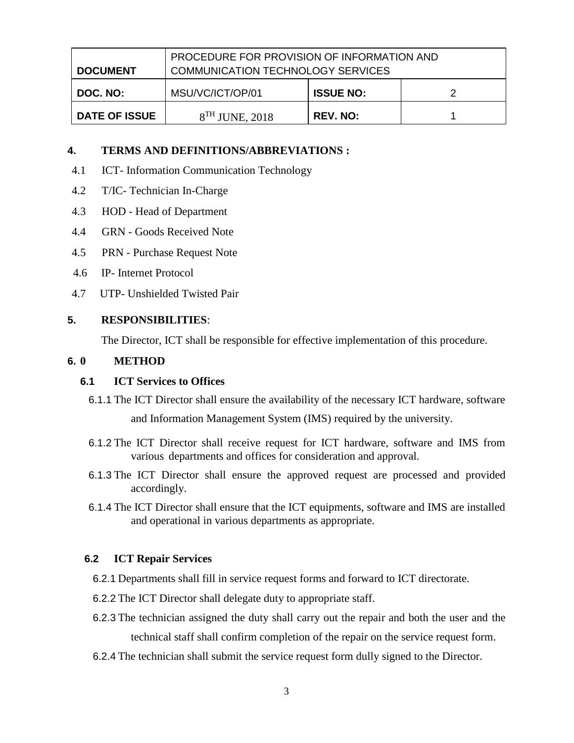| DOCUMENT | PROCEDURE FOR PROVISION OF INFORMATION AND COMMUNICATION TECHNOLOGY SERVICES | | |
|---|---|---|---|
| DOC. NO: | MSU/VC/ICT/OP/01 | ISSUE NO: | 2 |
| DATE OF ISSUE | 8TH JUNE, 2018 | REV. NO: | 1 |

## 4. TERMS AND DEFINITIONS/ABBREVIATIONS :

4.1 ICT- Information Communication Technology

4.2 T/IC- Technician In-Charge

4.3 HOD - Head of Department

4.4 GRN - Goods Received Note

4.5 PRN - Purchase Request Note

4.6 IP- Internet Protocol

4.7 UTP- Unshielded Twisted Pair

## 5. RESPONSIBILITIES:

The Director, ICT shall be responsible for effective implementation of this procedure.

## 6. 0 METHOD

### 6.1 ICT Services to Offices

6.1.1 The ICT Director shall ensure the availability of the necessary ICT hardware, software and Information Management System (IMS) required by the university.

6.1.2 The ICT Director shall receive request for ICT hardware, software and IMS from various departments and offices for consideration and approval.

6.1.3 The ICT Director shall ensure the approved request are processed and provided accordingly.

6.1.4 The ICT Director shall ensure that the ICT equipments, software and IMS are installed and operational in various departments as appropriate.

### 6.2 ICT Repair Services

6.2.1 Departments shall fill in service request forms and forward to ICT directorate.

6.2.2 The ICT Director shall delegate duty to appropriate staff.

6.2.3 The technician assigned the duty shall carry out the repair and both the user and the technical staff shall confirm completion of the repair on the service request form.

6.2.4 The technician shall submit the service request form dully signed to the Director.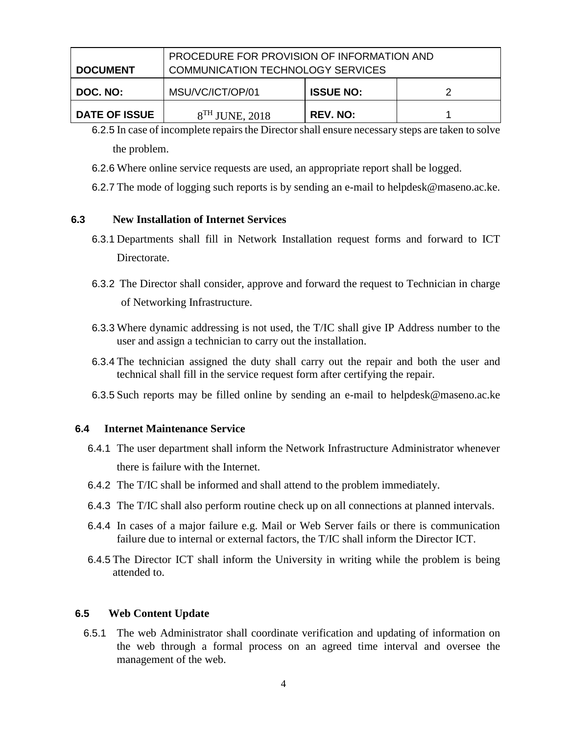6.2.5 In case of incomplete repairs the Director shall ensure necessary steps are taken to solve the problem.

6.2.6 Where online service requests are used, an appropriate report shall be logged.

6.2.7 The mode of logging such reports is by sending an e-mail to helpdesk@maseno.ac.ke.

### 6.3 New Installation of Internet Services

6.3.1 Departments shall fill in Network Installation request forms and forward to ICT Directorate.

6.3.2 The Director shall consider, approve and forward the request to Technician in charge of Networking Infrastructure.

6.3.3 Where dynamic addressing is not used, the T/IC shall give IP Address number to the user and assign a technician to carry out the installation.

6.3.4 The technician assigned the duty shall carry out the repair and both the user and technical shall fill in the service request form after certifying the repair.

6.3.5 Such reports may be filled online by sending an e-mail to helpdesk@maseno.ac.ke

### 6.4 Internet Maintenance Service

6.4.1 The user department shall inform the Network Infrastructure Administrator whenever there is failure with the Internet.

6.4.2 The T/IC shall be informed and shall attend to the problem immediately.

6.4.3 The T/IC shall also perform routine check up on all connections at planned intervals.

6.4.4 In cases of a major failure e.g. Mail or Web Server fails or there is communication failure due to internal or external factors, the T/IC shall inform the Director ICT.

6.4.5 The Director ICT shall inform the University in writing while the problem is being attended to.

### 6.5 Web Content Update

6.5.1 The web Administrator shall coordinate verification and updating of information on the web through a formal process on an agreed time interval and oversee the management of the web.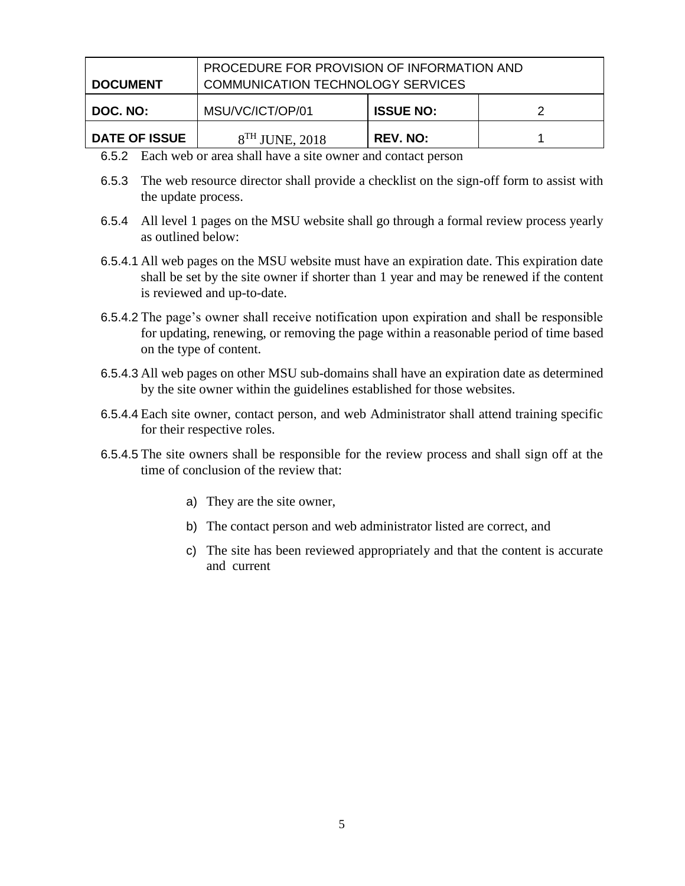6.5.2 Each web or area shall have a site owner and contact person

6.5.3 The web resource director shall provide a checklist on the sign-off form to assist with the update process.

6.5.4 All level 1 pages on the MSU website shall go through a formal review process yearly as outlined below:

6.5.4.1 All web pages on the MSU website must have an expiration date. This expiration date shall be set by the site owner if shorter than 1 year and may be renewed if the content is reviewed and up-to-date.

6.5.4.2 The page's owner shall receive notification upon expiration and shall be responsible for updating, renewing, or removing the page within a reasonable period of time based on the type of content.

6.5.4.3 All web pages on other MSU sub-domains shall have an expiration date as determined by the site owner within the guidelines established for those websites.

6.5.4.4 Each site owner, contact person, and web Administrator shall attend training specific for their respective roles.

6.5.4.5 The site owners shall be responsible for the review process and shall sign off at the time of conclusion of the review that:

a) They are the site owner,

b) The contact person and web administrator listed are correct, and

c) The site has been reviewed appropriately and that the content is accurate and current